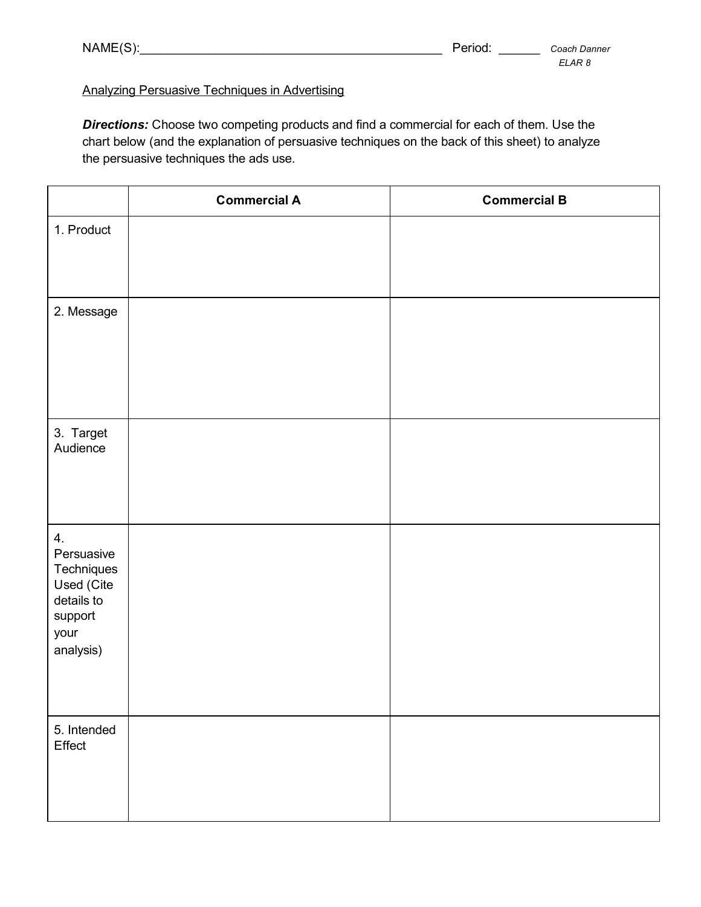NAME(S):___________________________________________ Period: ______ *Coach Danner*
*ELAR 8*

Analyzing Persuasive Techniques in Advertising

***Directions:*** Choose two competing products and find a commercial for each of them. Use the chart below (and the explanation of persuasive techniques on the back of this sheet) to analyze the persuasive techniques the ads use.

| | **Commercial A** | **Commercial B** |
|---|---|---|
| 1. Product | | |
| 2. Message | | |
| 3. Target Audience | | |
| 4. Persuasive Techniques Used (Cite details to support your analysis) | | |
| 5. Intended Effect | | |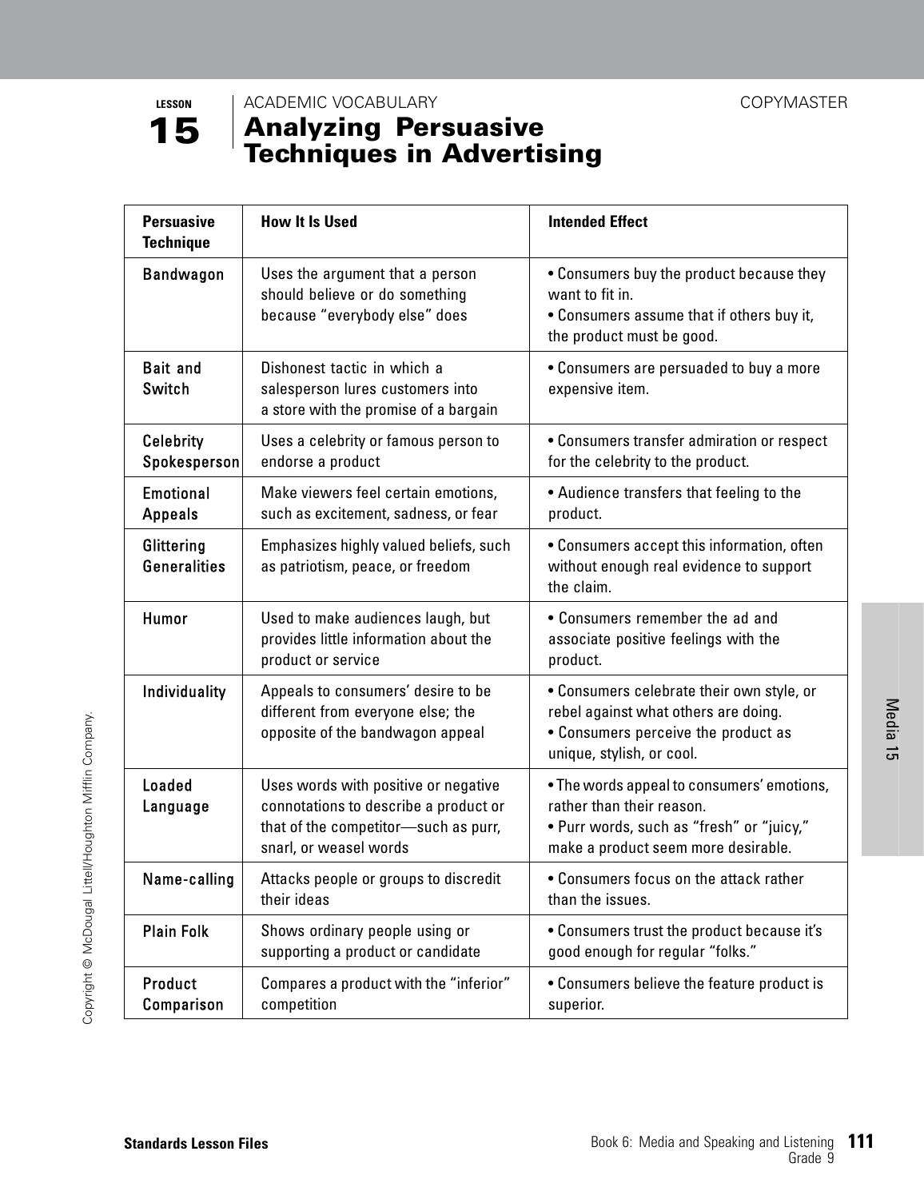LESSON 15

ACADEMIC VOCABULARY

COPYMASTER

# Analyzing Persuasive Techniques in Advertising

| Persuasive Technique | How It Is Used | Intended Effect |
|---|---|---|
| Bandwagon | Uses the argument that a person should believe or do something because "everybody else" does | • Consumers buy the product because they want to fit in.<br>• Consumers assume that if others buy it, the product must be good. |
| Bait and Switch | Dishonest tactic in which a salesperson lures customers into a store with the promise of a bargain | • Consumers are persuaded to buy a more expensive item. |
| Celebrity Spokesperson | Uses a celebrity or famous person to endorse a product | • Consumers transfer admiration or respect for the celebrity to the product. |
| Emotional Appeals | Make viewers feel certain emotions, such as excitement, sadness, or fear | • Audience transfers that feeling to the product. |
| Glittering Generalities | Emphasizes highly valued beliefs, such as patriotism, peace, or freedom | • Consumers accept this information, often without enough real evidence to support the claim. |
| Humor | Used to make audiences laugh, but provides little information about the product or service | • Consumers remember the ad and associate positive feelings with the product. |
| Individuality | Appeals to consumers' desire to be different from everyone else; the opposite of the bandwagon appeal | • Consumers celebrate their own style, or rebel against what others are doing.<br>• Consumers perceive the product as unique, stylish, or cool. |
| Loaded Language | Uses words with positive or negative connotations to describe a product or that of the competitor—such as purr, snarl, or weasel words | • The words appeal to consumers' emotions, rather than their reason.<br>• Purr words, such as "fresh" or "juicy," make a product seem more desirable. |
| Name-calling | Attacks people or groups to discredit their ideas | • Consumers focus on the attack rather than the issues. |
| Plain Folk | Shows ordinary people using or supporting a product or candidate | • Consumers trust the product because it's good enough for regular "folks." |
| Product Comparison | Compares a product with the "inferior" competition | • Consumers believe the feature product is superior. |

Copyright © McDougal Littell/Houghton Mifflin Company.